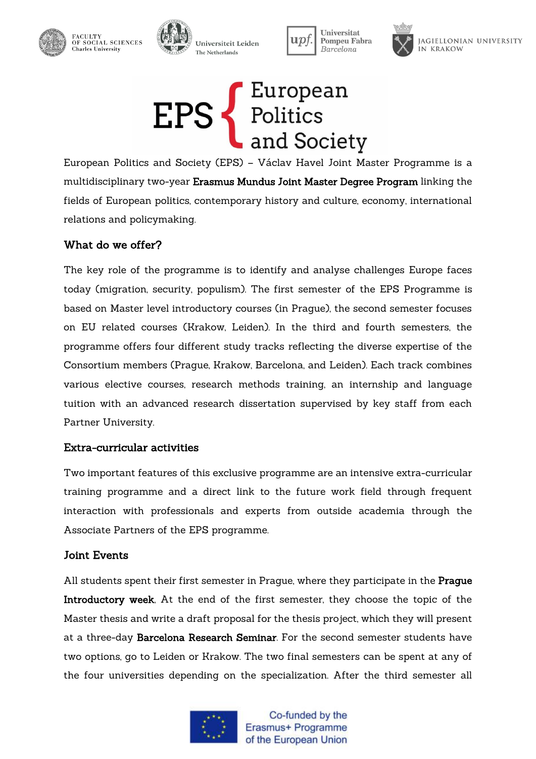FACULTY OF SOCIAL SCIENCES Charles University | Universiteit Leiden The Netherlands | Universitat Pompeu Fabra Barcelona | JAGIELLONIAN UNIVERSITY IN KRAKOW

# EPS { European Politics and Society

European Politics and Society (EPS) – Václav Havel Joint Master Programme is a multidisciplinary two-year **Erasmus Mundus Joint Master Degree Program** linking the fields of European politics, contemporary history and culture, economy, international relations and policymaking.

## What do we offer?

The key role of the programme is to identify and analyse challenges Europe faces today (migration, security, populism). The first semester of the EPS Programme is based on Master level introductory courses (in Prague), the second semester focuses on EU related courses (Krakow, Leiden). In the third and fourth semesters, the programme offers four different study tracks reflecting the diverse expertise of the Consortium members (Prague, Krakow, Barcelona, and Leiden). Each track combines various elective courses, research methods training, an internship and language tuition with an advanced research dissertation supervised by key staff from each Partner University.

## Extra-curricular activities

Two important features of this exclusive programme are an intensive extra-curricular training programme and a direct link to the future work field through frequent interaction with professionals and experts from outside academia through the Associate Partners of the EPS programme.

## Joint Events

All students spent their first semester in Prague, where they participate in the **Prague Introductory week**. At the end of the first semester, they choose the topic of the Master thesis and write a draft proposal for the thesis project, which they will present at a three-day **Barcelona Research Seminar**. For the second semester students have two options, go to Leiden or Krakow. The two final semesters can be spent at any of the four universities depending on the specialization. After the third semester all

Co-funded by the Erasmus+ Programme of the European Union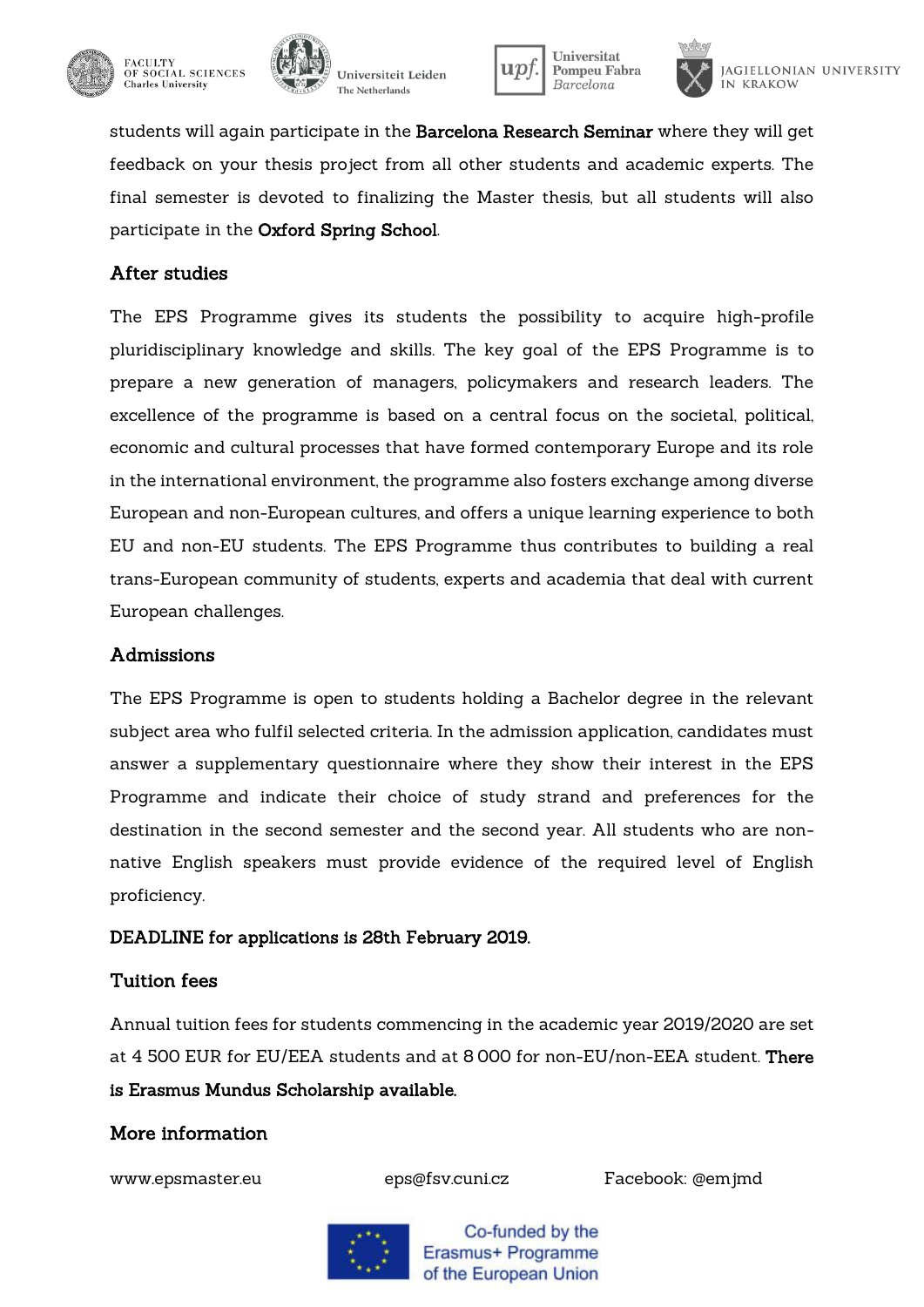students will again participate in the **Barcelona Research Seminar** where they will get feedback on your thesis project from all other students and academic experts. The final semester is devoted to finalizing the Master thesis, but all students will also participate in the **Oxford Spring School**.

## After studies

The EPS Programme gives its students the possibility to acquire high-profile pluridisciplinary knowledge and skills. The key goal of the EPS Programme is to prepare a new generation of managers, policymakers and research leaders. The excellence of the programme is based on a central focus on the societal, political, economic and cultural processes that have formed contemporary Europe and its role in the international environment, the programme also fosters exchange among diverse European and non-European cultures, and offers a unique learning experience to both EU and non-EU students. The EPS Programme thus contributes to building a real trans-European community of students, experts and academia that deal with current European challenges.

## Admissions

The EPS Programme is open to students holding a Bachelor degree in the relevant subject area who fulfil selected criteria. In the admission application, candidates must answer a supplementary questionnaire where they show their interest in the EPS Programme and indicate their choice of study strand and preferences for the destination in the second semester and the second year. All students who are non-native English speakers must provide evidence of the required level of English proficiency.

**DEADLINE for applications is 28th February 2019.**

## Tuition fees

Annual tuition fees for students commencing in the academic year 2019/2020 are set at 4 500 EUR for EU/EEA students and at 8 000 for non-EU/non-EEA student. **There is Erasmus Mundus Scholarship available.**

## More information

www.epsmaster.eu eps@fsv.cuni.cz Facebook: @emjmd

Co-funded by the Erasmus+ Programme of the European Union